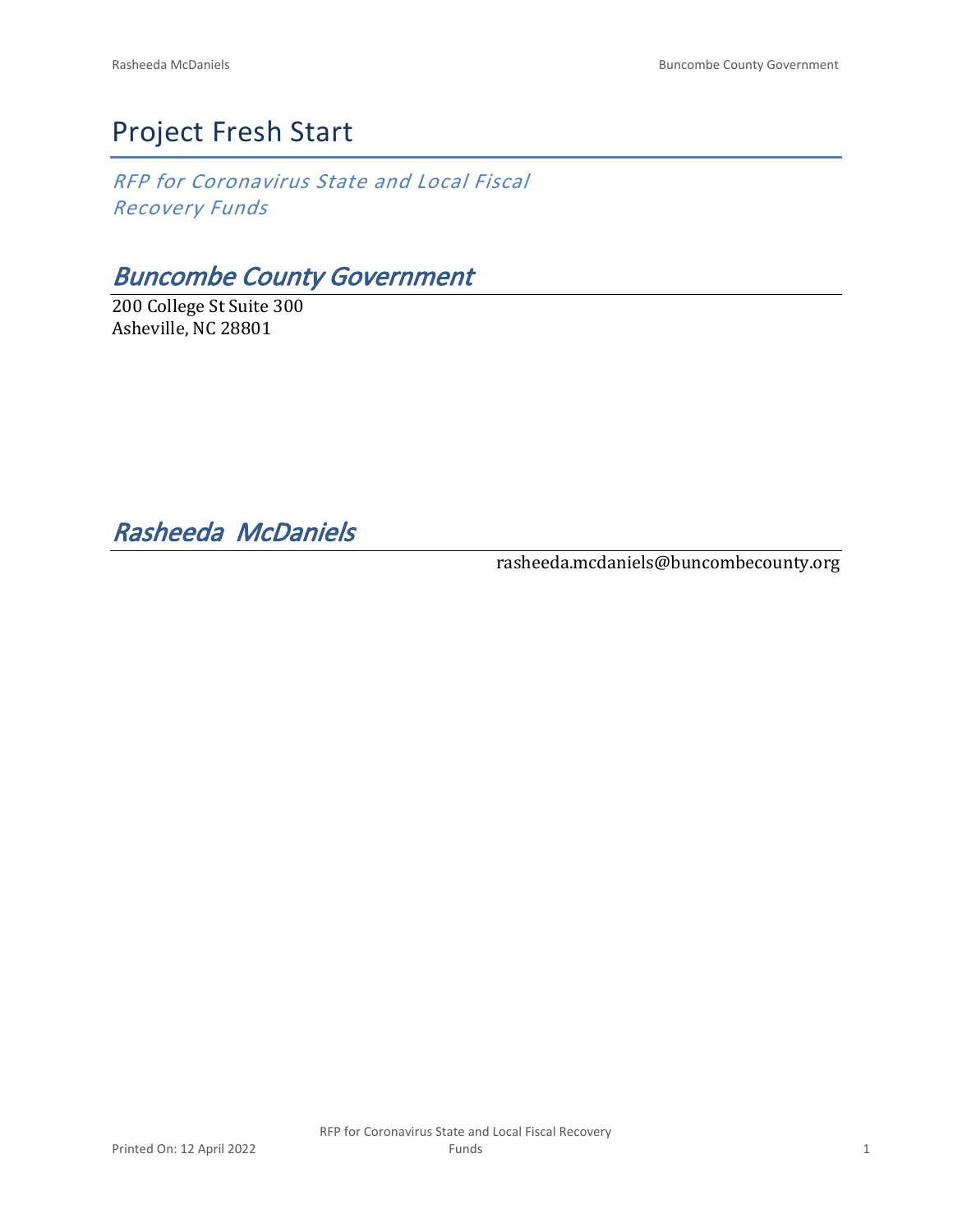# Project Fresh Start

*RFP for Coronavirus State and Local Fiscal Recovery Funds*

## *Buncombe County Government*

200 College St Suite 300
Asheville, NC 28801

## *Rasheeda McDaniels*

rasheeda.mcdaniels@buncombecounty.org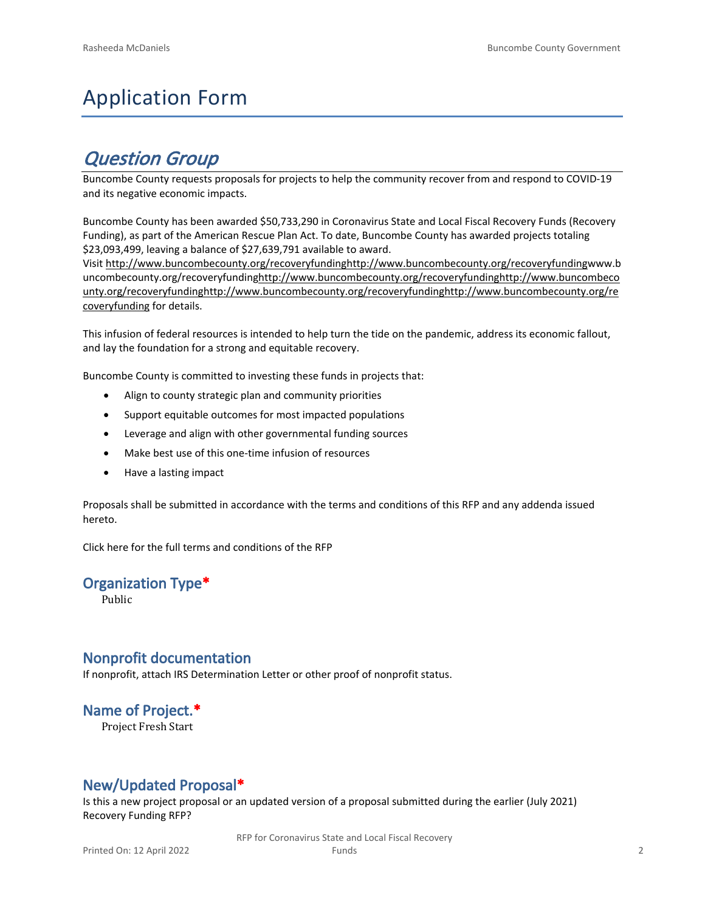# Application Form

## *Question Group*

Buncombe County requests proposals for projects to help the community recover from and respond to COVID-19 and its negative economic impacts.

Buncombe County has been awarded $50,733,290 in Coronavirus State and Local Fiscal Recovery Funds (Recovery Funding), as part of the American Rescue Plan Act. To date, Buncombe County has awarded projects totaling $23,093,499, leaving a balance of $27,639,791 available to award.
Visit http://www.buncombecounty.org/recoveryfundinghttp://www.buncombecounty.org/recoveryfundingwww.buncombecounty.org/recoveryfundinghttp://www.buncombecounty.org/recoveryfundinghttp://www.buncombecounty.org/recoveryfundinghttp://www.buncombecounty.org/recoveryfundinghttp://www.buncombecounty.org/recoveryfunding for details.

This infusion of federal resources is intended to help turn the tide on the pandemic, address its economic fallout, and lay the foundation for a strong and equitable recovery.

Buncombe County is committed to investing these funds in projects that:

- Align to county strategic plan and community priorities
- Support equitable outcomes for most impacted populations
- Leverage and align with other governmental funding sources
- Make best use of this one-time infusion of resources
- Have a lasting impact

Proposals shall be submitted in accordance with the terms and conditions of this RFP and any addenda issued hereto.

Click here for the full terms and conditions of the RFP

### Organization Type*

Public

### Nonprofit documentation

If nonprofit, attach IRS Determination Letter or other proof of nonprofit status.

### Name of Project.*

Project Fresh Start

### New/Updated Proposal*

Is this a new project proposal or an updated version of a proposal submitted during the earlier (July 2021) Recovery Funding RFP?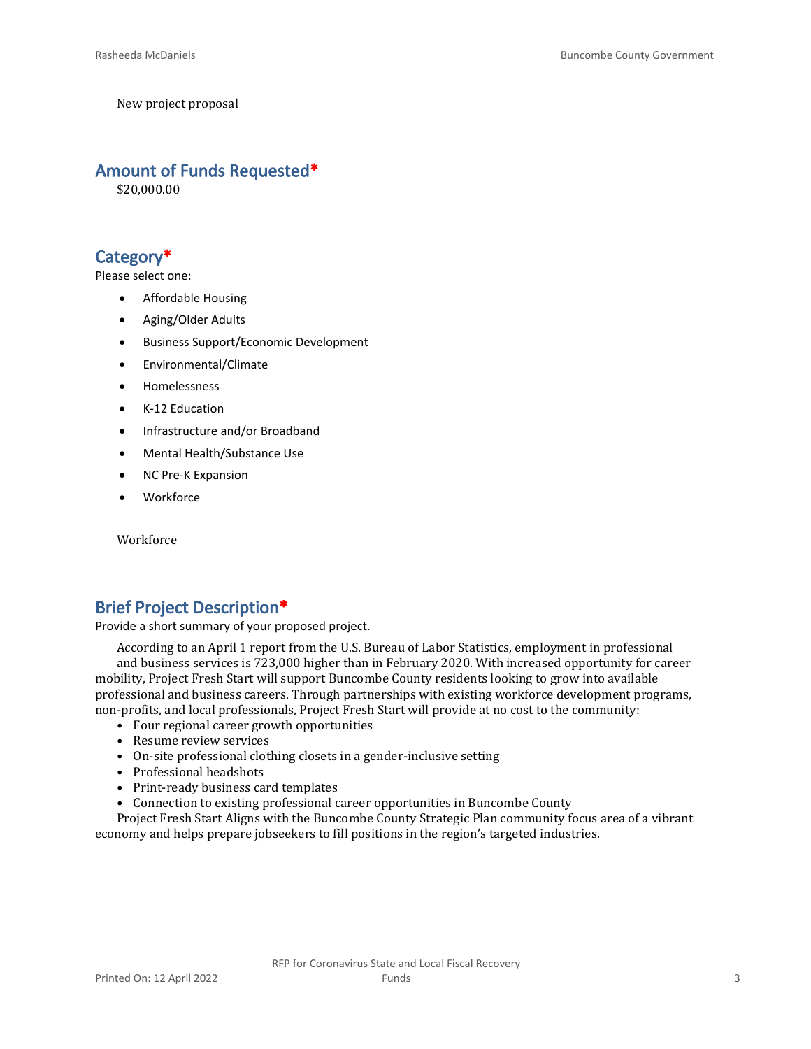New project proposal

## Amount of Funds Requested*

$20,000.00

## Category*

Please select one:

- Affordable Housing
- Aging/Older Adults
- Business Support/Economic Development
- Environmental/Climate
- Homelessness
- K-12 Education
- Infrastructure and/or Broadband
- Mental Health/Substance Use
- NC Pre-K Expansion
- Workforce

Workforce

## Brief Project Description*

Provide a short summary of your proposed project.

According to an April 1 report from the U.S. Bureau of Labor Statistics, employment in professional and business services is 723,000 higher than in February 2020. With increased opportunity for career mobility, Project Fresh Start will support Buncombe County residents looking to grow into available professional and business careers. Through partnerships with existing workforce development programs, non-profits, and local professionals, Project Fresh Start will provide at no cost to the community:

- Four regional career growth opportunities
- Resume review services
- On-site professional clothing closets in a gender-inclusive setting
- Professional headshots
- Print-ready business card templates
- Connection to existing professional career opportunities in Buncombe County

Project Fresh Start Aligns with the Buncombe County Strategic Plan community focus area of a vibrant economy and helps prepare jobseekers to fill positions in the region's targeted industries.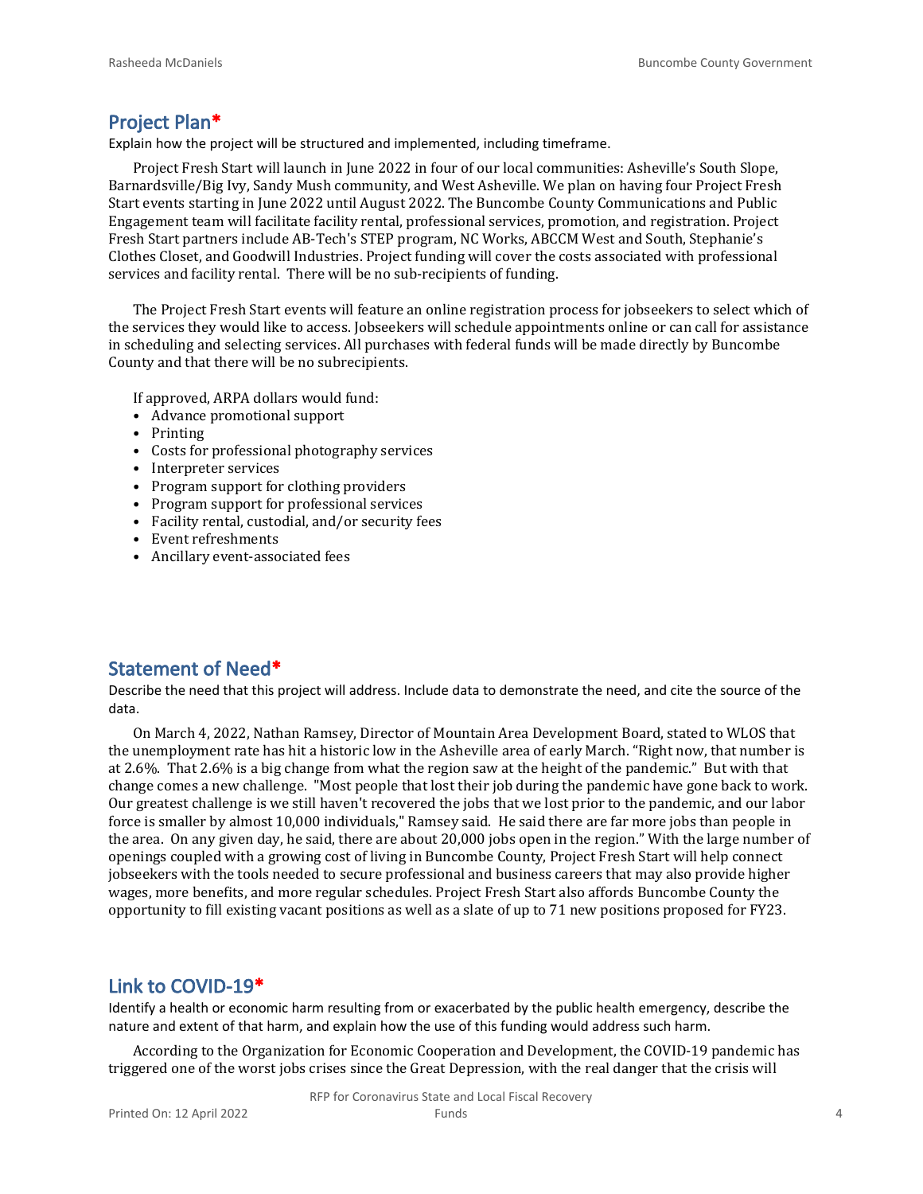## Project Plan*

Explain how the project will be structured and implemented, including timeframe.

Project Fresh Start will launch in June 2022 in four of our local communities: Asheville's South Slope, Barnardsville/Big Ivy, Sandy Mush community, and West Asheville. We plan on having four Project Fresh Start events starting in June 2022 until August 2022. The Buncombe County Communications and Public Engagement team will facilitate facility rental, professional services, promotion, and registration. Project Fresh Start partners include AB-Tech's STEP program, NC Works, ABCCM West and South, Stephanie's Clothes Closet, and Goodwill Industries. Project funding will cover the costs associated with professional services and facility rental. There will be no sub-recipients of funding.

The Project Fresh Start events will feature an online registration process for jobseekers to select which of the services they would like to access. Jobseekers will schedule appointments online or can call for assistance in scheduling and selecting services. All purchases with federal funds will be made directly by Buncombe County and that there will be no subrecipients.

If approved, ARPA dollars would fund:

- Advance promotional support
- Printing
- Costs for professional photography services
- Interpreter services
- Program support for clothing providers
- Program support for professional services
- Facility rental, custodial, and/or security fees
- Event refreshments
- Ancillary event-associated fees

## Statement of Need*

Describe the need that this project will address. Include data to demonstrate the need, and cite the source of the data.

On March 4, 2022, Nathan Ramsey, Director of Mountain Area Development Board, stated to WLOS that the unemployment rate has hit a historic low in the Asheville area of early March. "Right now, that number is at 2.6%. That 2.6% is a big change from what the region saw at the height of the pandemic." But with that change comes a new challenge. "Most people that lost their job during the pandemic have gone back to work. Our greatest challenge is we still haven't recovered the jobs that we lost prior to the pandemic, and our labor force is smaller by almost 10,000 individuals," Ramsey said. He said there are far more jobs than people in the area. On any given day, he said, there are about 20,000 jobs open in the region." With the large number of openings coupled with a growing cost of living in Buncombe County, Project Fresh Start will help connect jobseekers with the tools needed to secure professional and business careers that may also provide higher wages, more benefits, and more regular schedules. Project Fresh Start also affords Buncombe County the opportunity to fill existing vacant positions as well as a slate of up to 71 new positions proposed for FY23.

## Link to COVID-19*

Identify a health or economic harm resulting from or exacerbated by the public health emergency, describe the nature and extent of that harm, and explain how the use of this funding would address such harm.

According to the Organization for Economic Cooperation and Development, the COVID-19 pandemic has triggered one of the worst jobs crises since the Great Depression, with the real danger that the crisis will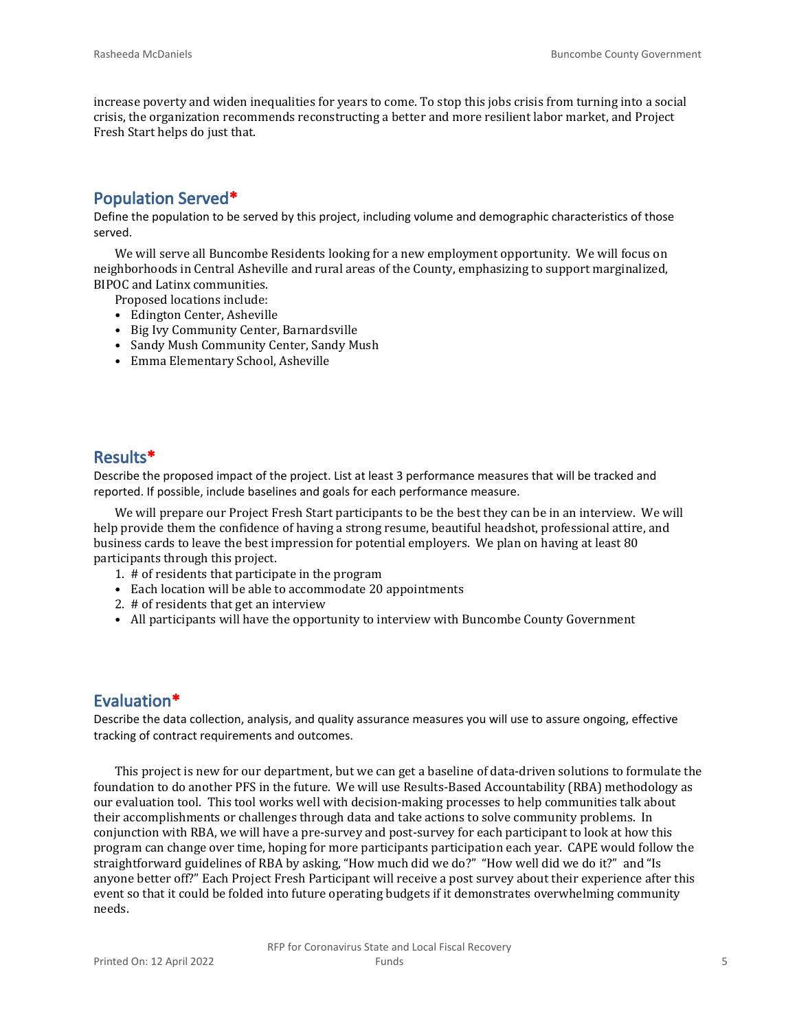increase poverty and widen inequalities for years to come. To stop this jobs crisis from turning into a social crisis, the organization recommends reconstructing a better and more resilient labor market, and Project Fresh Start helps do just that.

## Population Served*

Define the population to be served by this project, including volume and demographic characteristics of those served.

We will serve all Buncombe Residents looking for a new employment opportunity. We will focus on neighborhoods in Central Asheville and rural areas of the County, emphasizing to support marginalized, BIPOC and Latinx communities.

Proposed locations include:

- Edington Center, Asheville
- Big Ivy Community Center, Barnardsville
- Sandy Mush Community Center, Sandy Mush
- Emma Elementary School, Asheville

## Results*

Describe the proposed impact of the project. List at least 3 performance measures that will be tracked and reported. If possible, include baselines and goals for each performance measure.

We will prepare our Project Fresh Start participants to be the best they can be in an interview. We will help provide them the confidence of having a strong resume, beautiful headshot, professional attire, and business cards to leave the best impression for potential employers. We plan on having at least 80 participants through this project.

1. # of residents that participate in the program
   - Each location will be able to accommodate 20 appointments
2. # of residents that get an interview
   - All participants will have the opportunity to interview with Buncombe County Government

## Evaluation*

Describe the data collection, analysis, and quality assurance measures you will use to assure ongoing, effective tracking of contract requirements and outcomes.

This project is new for our department, but we can get a baseline of data-driven solutions to formulate the foundation to do another PFS in the future. We will use Results-Based Accountability (RBA) methodology as our evaluation tool. This tool works well with decision-making processes to help communities talk about their accomplishments or challenges through data and take actions to solve community problems. In conjunction with RBA, we will have a pre-survey and post-survey for each participant to look at how this program can change over time, hoping for more participants participation each year. CAPE would follow the straightforward guidelines of RBA by asking, "How much did we do?" "How well did we do it?" and "Is anyone better off?" Each Project Fresh Participant will receive a post survey about their experience after this event so that it could be folded into future operating budgets if it demonstrates overwhelming community needs.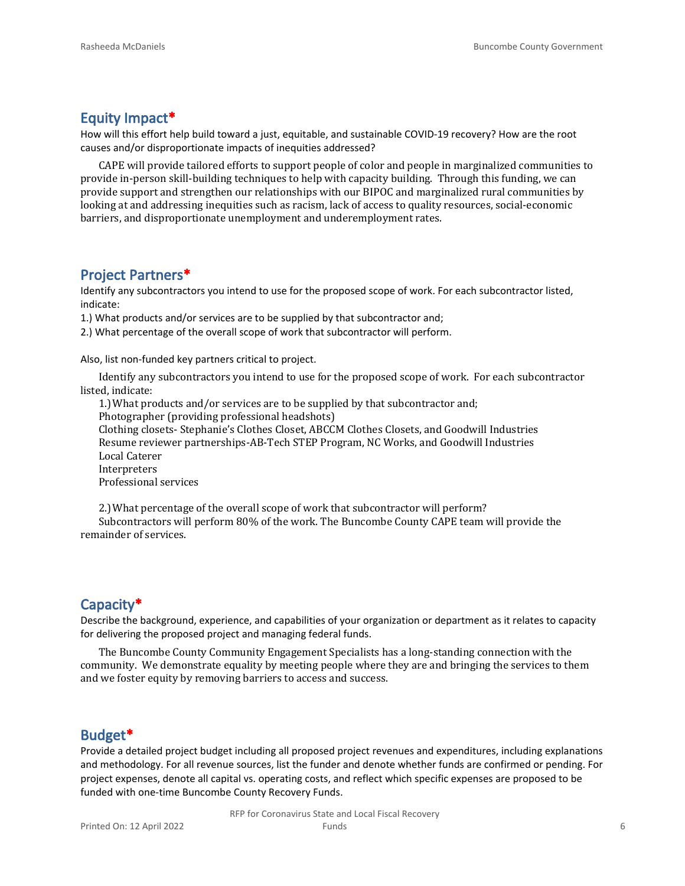## Equity Impact*

How will this effort help build toward a just, equitable, and sustainable COVID-19 recovery? How are the root causes and/or disproportionate impacts of inequities addressed?

CAPE will provide tailored efforts to support people of color and people in marginalized communities to provide in-person skill-building techniques to help with capacity building. Through this funding, we can provide support and strengthen our relationships with our BIPOC and marginalized rural communities by looking at and addressing inequities such as racism, lack of access to quality resources, social-economic barriers, and disproportionate unemployment and underemployment rates.

## Project Partners*

Identify any subcontractors you intend to use for the proposed scope of work. For each subcontractor listed, indicate:

1.) What products and/or services are to be supplied by that subcontractor and;

2.) What percentage of the overall scope of work that subcontractor will perform.

Also, list non-funded key partners critical to project.

Identify any subcontractors you intend to use for the proposed scope of work. For each subcontractor listed, indicate:

1.) What products and/or services are to be supplied by that subcontractor and;
Photographer (providing professional headshots)
Clothing closets- Stephanie's Clothes Closet, ABCCM Clothes Closets, and Goodwill Industries
Resume reviewer partnerships-AB-Tech STEP Program, NC Works, and Goodwill Industries
Local Caterer
Interpreters
Professional services

2.) What percentage of the overall scope of work that subcontractor will perform?
Subcontractors will perform 80% of the work. The Buncombe County CAPE team will provide the remainder of services.

## Capacity*

Describe the background, experience, and capabilities of your organization or department as it relates to capacity for delivering the proposed project and managing federal funds.

The Buncombe County Community Engagement Specialists has a long-standing connection with the community. We demonstrate equality by meeting people where they are and bringing the services to them and we foster equity by removing barriers to access and success.

## Budget*

Provide a detailed project budget including all proposed project revenues and expenditures, including explanations and methodology. For all revenue sources, list the funder and denote whether funds are confirmed or pending. For project expenses, denote all capital vs. operating costs, and reflect which specific expenses are proposed to be funded with one-time Buncombe County Recovery Funds.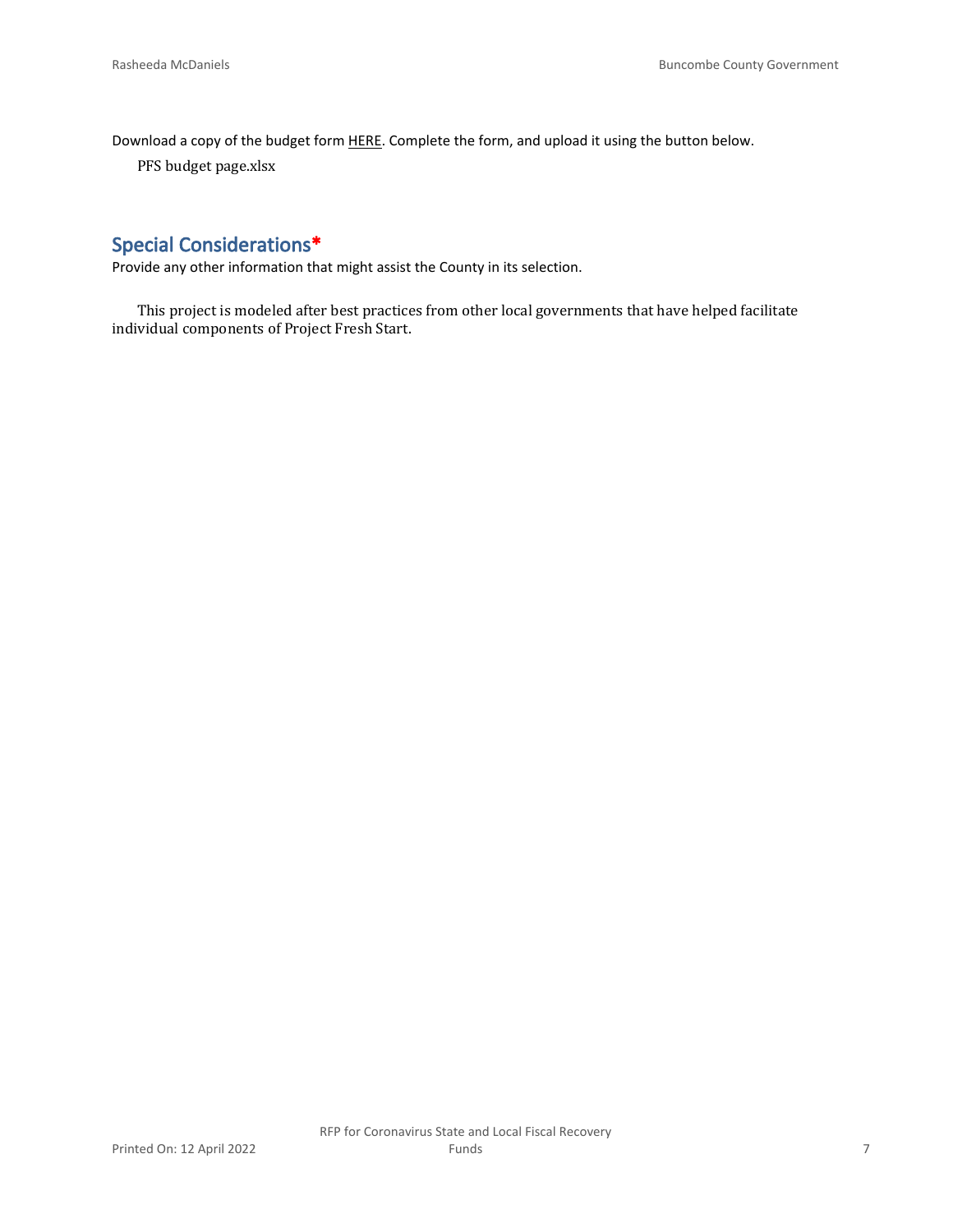Download a copy of the budget form HERE. Complete the form, and upload it using the button below.

PFS budget page.xlsx

## Special Considerations*

Provide any other information that might assist the County in its selection.

This project is modeled after best practices from other local governments that have helped facilitate individual components of Project Fresh Start.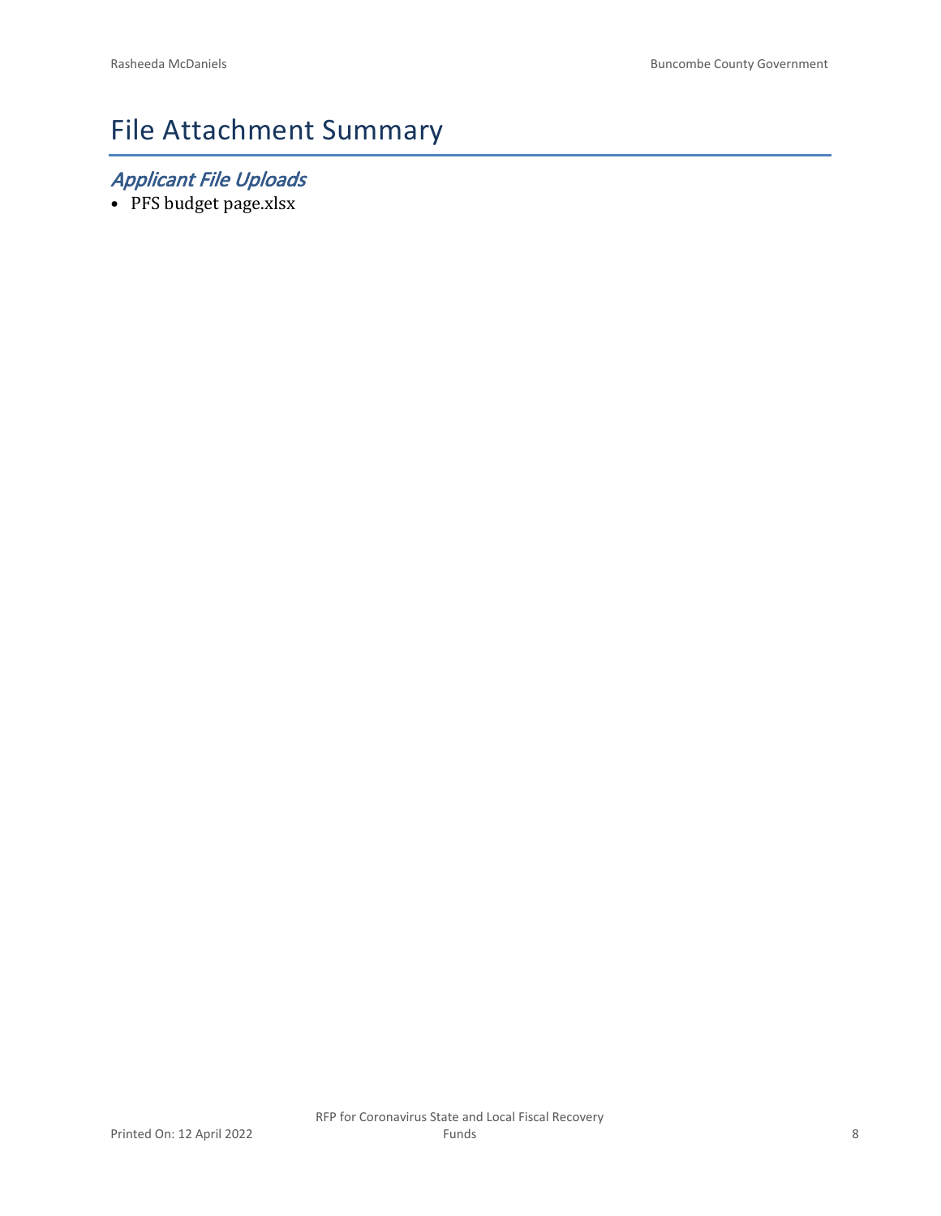# File Attachment Summary

## *Applicant File Uploads*

- PFS budget page.xlsx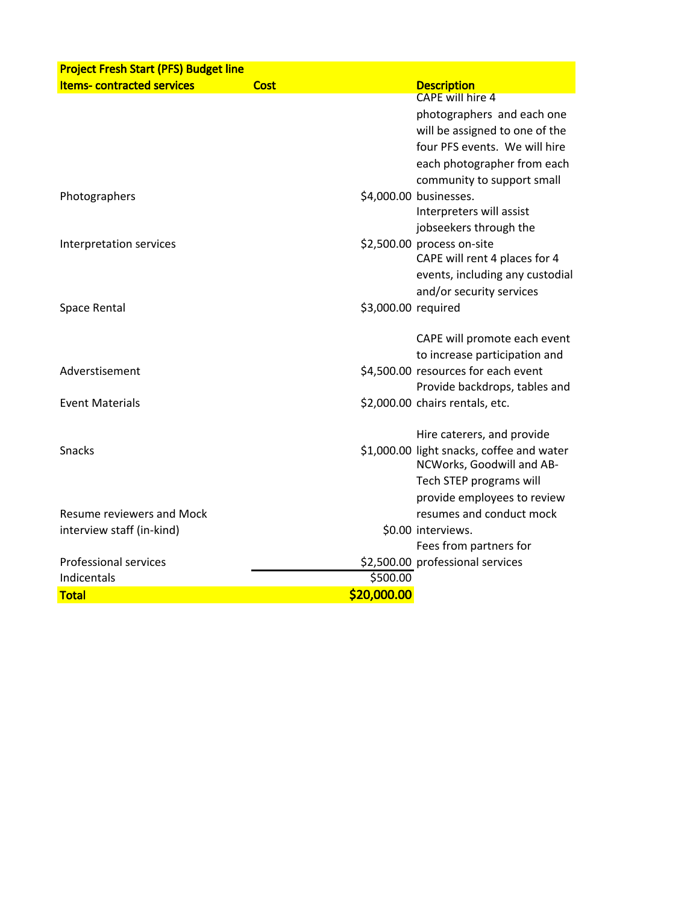| Project Fresh Start (PFS) Budget line Items- contracted services | Cost | Description |
| --- | --- | --- |
| Photographers | $4,000.00 | CAPE will hire 4 photographers and each one will be assigned to one of the four PFS events. We will hire each photographer from each community to support small businesses. |
| Interpretation services | $2,500.00 | Interpreters will assist jobseekers through the process on-site |
| Space Rental | $3,000.00 | CAPE will rent 4 places for 4 events, including any custodial and/or security services required |
| Adverstisement | $4,500.00 | CAPE will promote each event to increase participation and resources for each event |
| Event Materials | $2,000.00 | Provide backdrops, tables and chairs rentals, etc. |
| Snacks | $1,000.00 | Hire caterers, and provide light snacks, coffee and water |
| Resume reviewers and Mock interview staff (in-kind) | $0.00 | NCWorks, Goodwill and AB-Tech STEP programs will provide employees to review resumes and conduct mock interviews. |
| Professional services | $2,500.00 | Fees from partners for professional services |
| Indicentals | $500.00 | |
| **Total** | **$20,000.00** | |